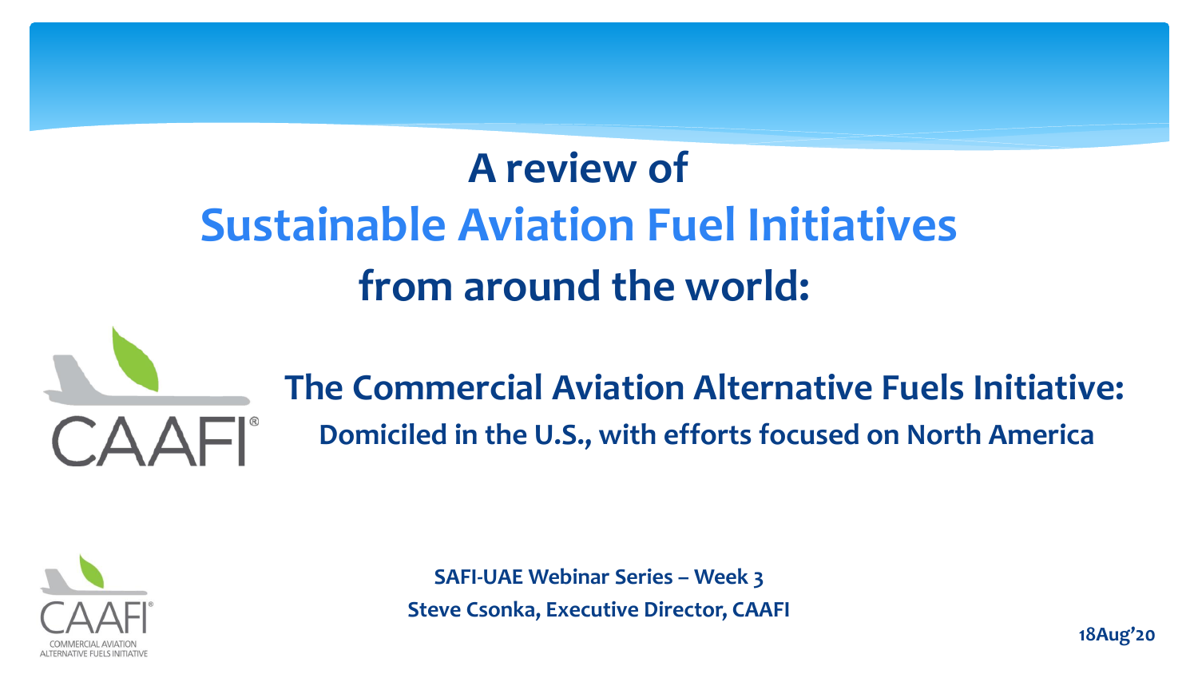# A review of Sustainable Aviation Fuel Initiatives from around the world:

## The Commercial Aviation Alternative Fuels Initiative:

**Domiciled in the U.S., with efforts focused on North America**

**SAFI-UAE Webinar Series – Week 3**

**Steve Csonka, Executive Director, CAAFI**

**18Aug'20**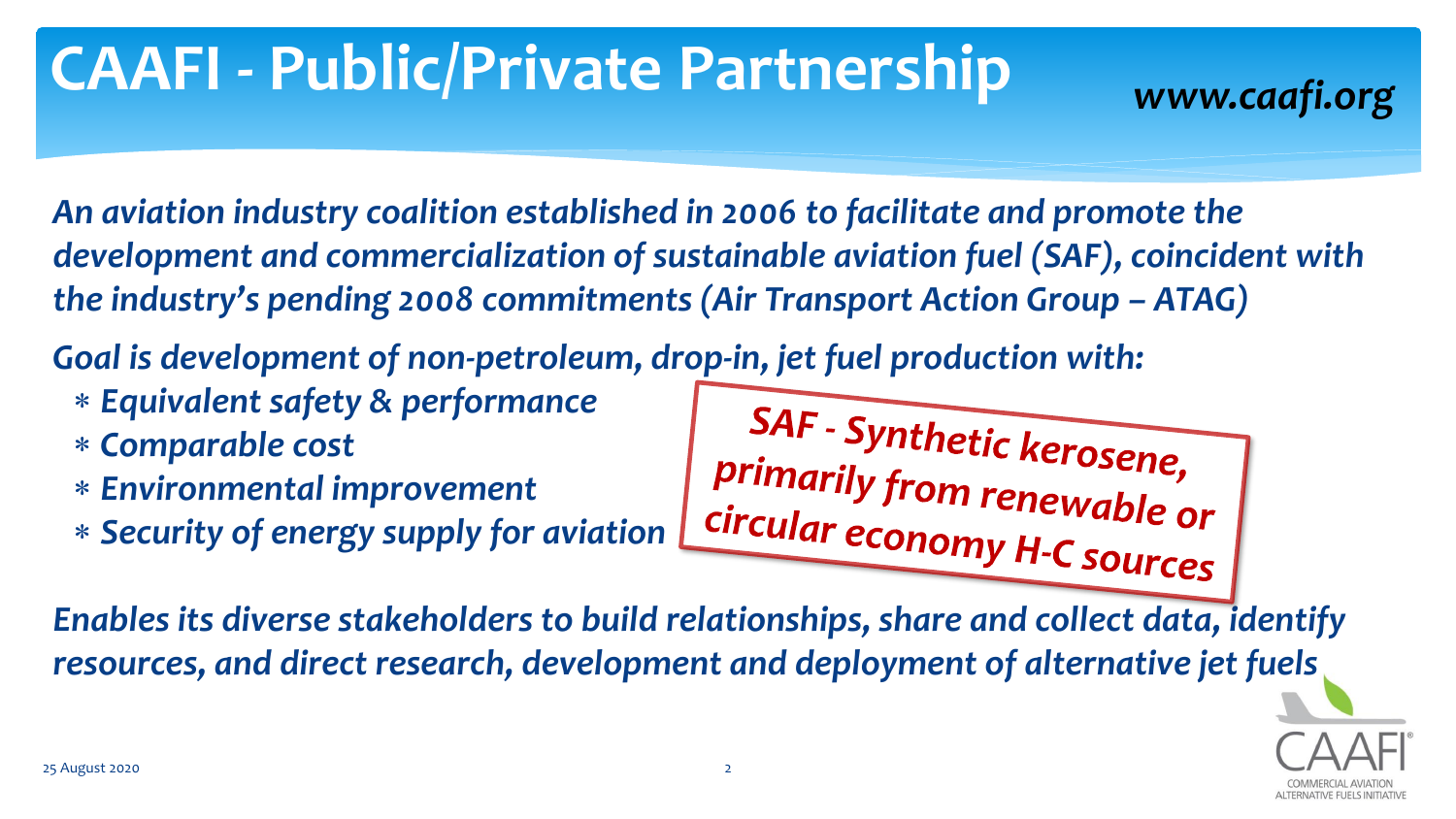# CAAFI - Public/Private Partnership

*www.caafi.org*

*An aviation industry coalition established in 2006 to facilitate and promote the development and commercialization of sustainable aviation fuel (SAF), coincident with the industry's pending 2008 commitments (Air Transport Action Group – ATAG)*

*Goal is development of non-petroleum, drop-in, jet fuel production with:*

- *Equivalent safety & performance*
- *Comparable cost*
- *Environmental improvement*
- *Security of energy supply for aviation*

**SAF - Synthetic kerosene, primarily from renewable or circular economy H-C sources**

*Enables its diverse stakeholders to build relationships, share and collect data, identify resources, and direct research, development and deployment of alternative jet fuels*

25 August 2020

CAAFI® COMMERCIAL AVIATION ALTERNATIVE FUELS INITIATIVE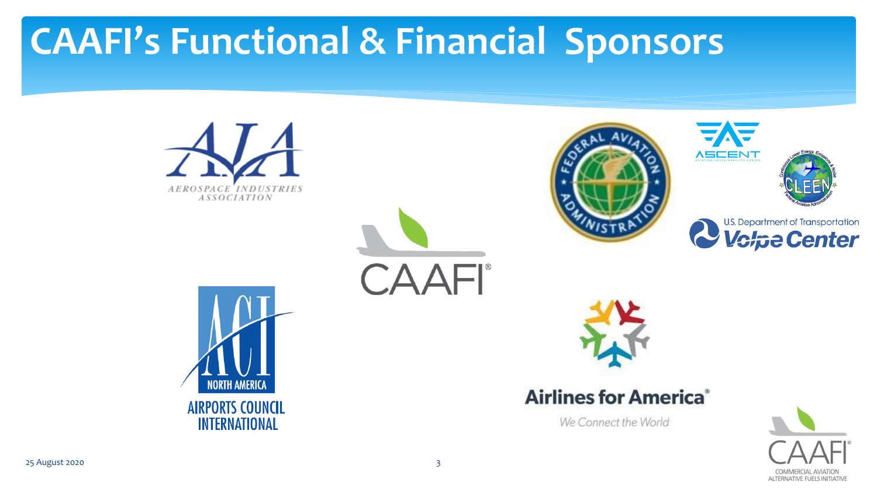# CAAFI's Functional & Financial Sponsors

AEROSPACE INDUSTRIES ASSOCIATION

FEDERAL AVIATION ADMINISTRATION

ASCENT AVIATION SUSTAINABILITY CENTER

CLEEN

U.S. Department of Transportation Volpe Center

CAAFI

NORTH AMERICA AIRPORTS COUNCIL INTERNATIONAL

Airlines for America

We Connect the World

CAAFI COMMERCIAL AVIATION ALTERNATIVE FUELS INITIATIVE

25 August 2020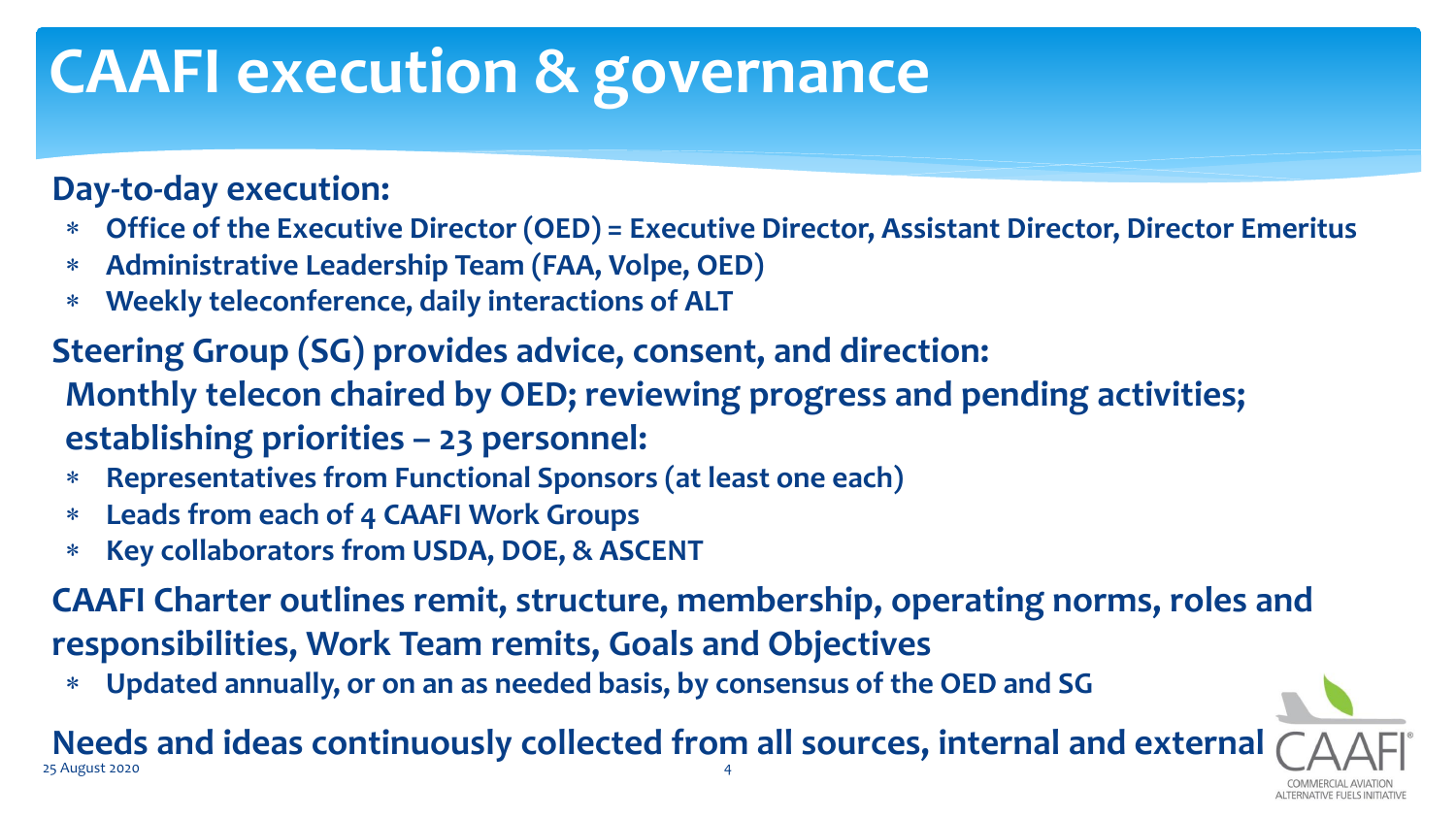# CAAFI execution & governance

**Day-to-day execution:**

- **Office of the Executive Director (OED) = Executive Director, Assistant Director, Director Emeritus**
- **Administrative Leadership Team (FAA, Volpe, OED)**
- **Weekly teleconference, daily interactions of ALT**

**Steering Group (SG) provides advice, consent, and direction:**
**Monthly telecon chaired by OED; reviewing progress and pending activities; establishing priorities – 23 personnel:**

- **Representatives from Functional Sponsors (at least one each)**
- **Leads from each of 4 CAAFI Work Groups**
- **Key collaborators from USDA, DOE, & ASCENT**

**CAAFI Charter outlines remit, structure, membership, operating norms, roles and responsibilities, Work Team remits, Goals and Objectives**

- **Updated annually, or on an as needed basis, by consensus of the OED and SG**

**Needs and ideas continuously collected from all sources, internal and external**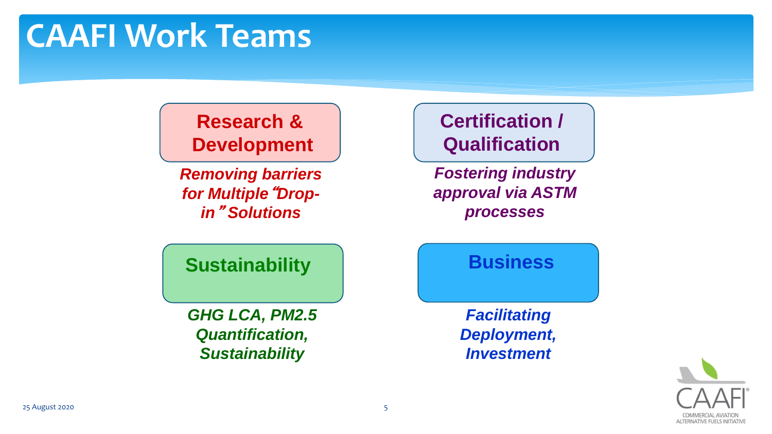# CAAFI Work Teams

### Research & Development

*Removing barriers for Multiple "Drop-in" Solutions*

### Certification / Qualification

*Fostering industry approval via ASTM processes*

### Sustainability

*GHG LCA, PM2.5 Quantification, Sustainability*

### Business

*Facilitating Deployment, Investment*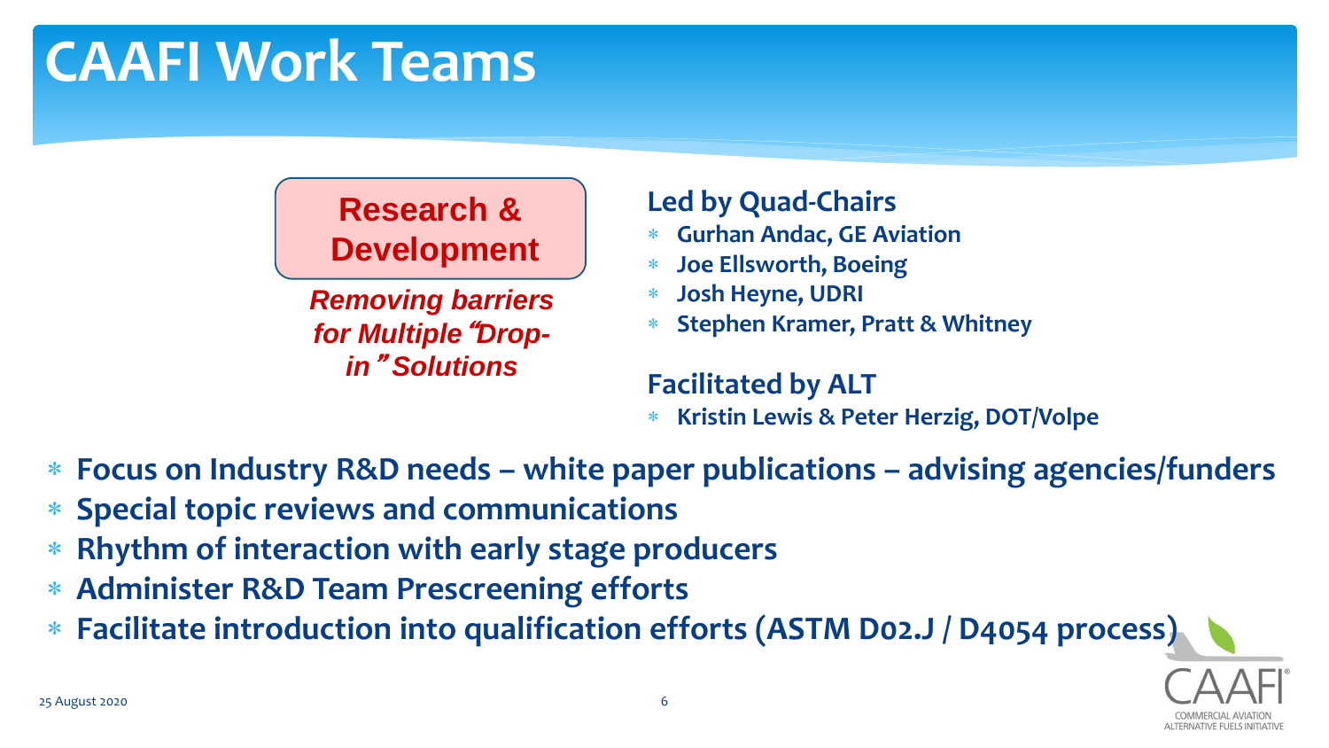# CAAFI Work Teams

**Research & Development**

***Removing barriers for Multiple "Drop-in" Solutions***

**Led by Quad-Chairs**

- **Gurhan Andac, GE Aviation**
- **Joe Ellsworth, Boeing**
- **Josh Heyne, UDRI**
- **Stephen Kramer, Pratt & Whitney**

**Facilitated by ALT**

- **Kristin Lewis & Peter Herzig, DOT/Volpe**

- **Focus on Industry R&D needs – white paper publications – advising agencies/funders**
- **Special topic reviews and communications**
- **Rhythm of interaction with early stage producers**
- **Administer R&D Team Prescreening efforts**
- **Facilitate introduction into qualification efforts (ASTM D02.J / D4054 process)**

25 August 2020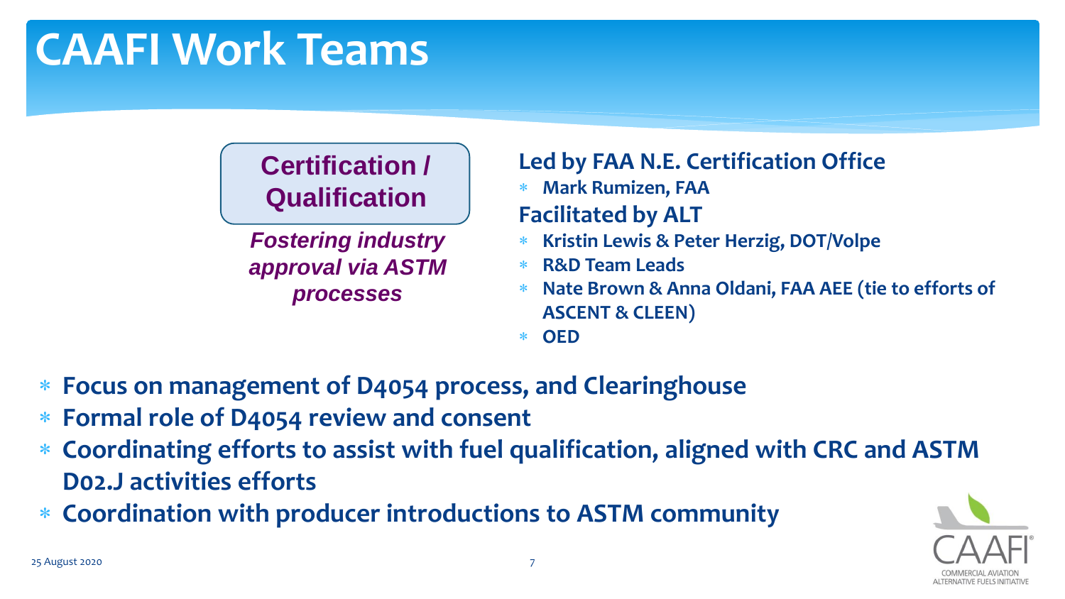# CAAFI Work Teams

**Certification / Qualification**

***Fostering industry approval via ASTM processes***

**Led by FAA N.E. Certification Office**

- **Mark Rumizen, FAA**

**Facilitated by ALT**

- **Kristin Lewis & Peter Herzig, DOT/Volpe**
- **R&D Team Leads**
- **Nate Brown & Anna Oldani, FAA AEE (tie to efforts of ASCENT & CLEEN)**
- **OED**

- **Focus on management of D4054 process, and Clearinghouse**
- **Formal role of D4054 review and consent**
- **Coordinating efforts to assist with fuel qualification, aligned with CRC and ASTM D02.J activities efforts**
- **Coordination with producer introductions to ASTM community**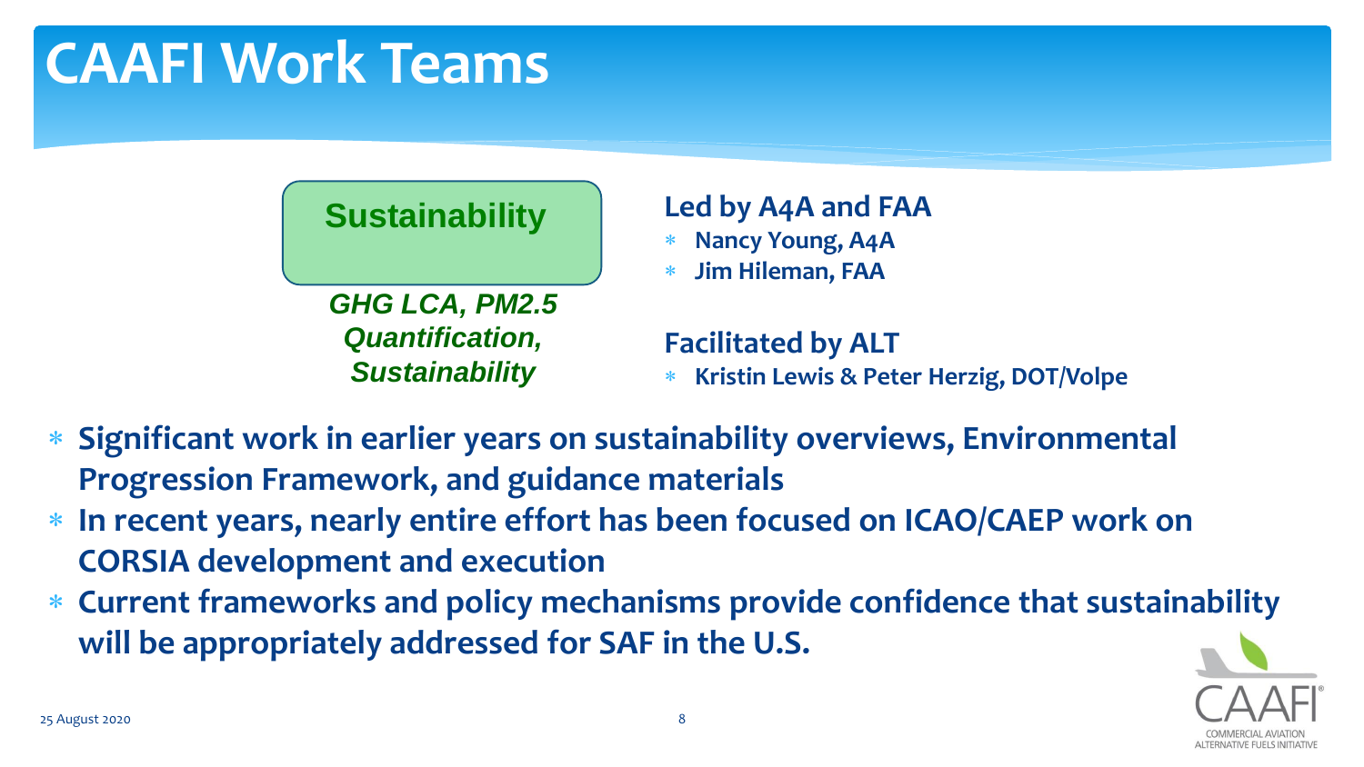# CAAFI Work Teams

**Sustainability**

***GHG LCA, PM2.5 Quantification, Sustainability***

**Led by A4A and FAA**

- **Nancy Young, A4A**
- **Jim Hileman, FAA**

**Facilitated by ALT**

- **Kristin Lewis & Peter Herzig, DOT/Volpe**

- **Significant work in earlier years on sustainability overviews, Environmental Progression Framework, and guidance materials**
- **In recent years, nearly entire effort has been focused on ICAO/CAEP work on CORSIA development and execution**
- **Current frameworks and policy mechanisms provide confidence that sustainability will be appropriately addressed for SAF in the U.S.**

25 August 2020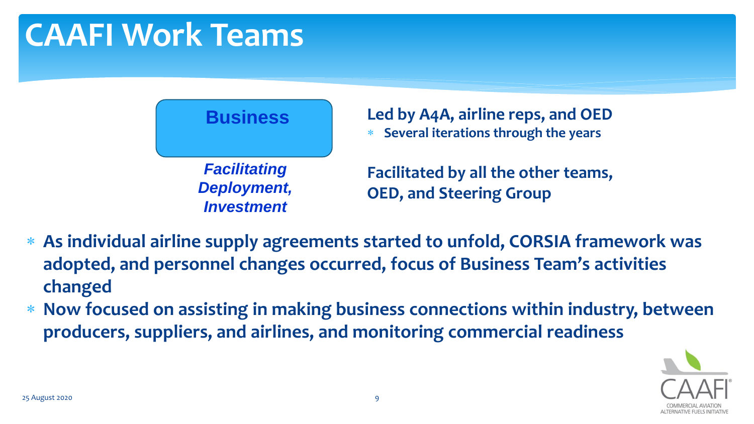# CAAFI Work Teams

**Business**

***Facilitating Deployment, Investment***

**Led by A4A, airline reps, and OED**

- **Several iterations through the years**

**Facilitated by all the other teams, OED, and Steering Group**

- **As individual airline supply agreements started to unfold, CORSIA framework was adopted, and personnel changes occurred, focus of Business Team's activities changed**
- **Now focused on assisting in making business connections within industry, between producers, suppliers, and airlines, and monitoring commercial readiness**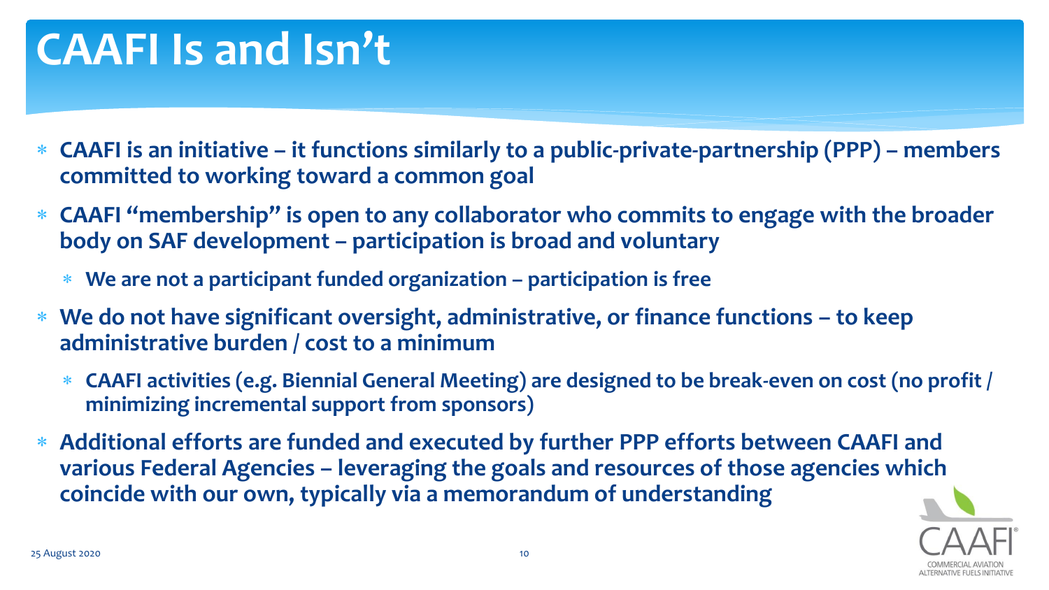# CAAFI Is and Isn't

- **CAAFI is an initiative – it functions similarly to a public-private-partnership (PPP) – members committed to working toward a common goal**
- **CAAFI "membership" is open to any collaborator who commits to engage with the broader body on SAF development – participation is broad and voluntary**
  - **We are not a participant funded organization – participation is free**
- **We do not have significant oversight, administrative, or finance functions – to keep administrative burden / cost to a minimum**
  - **CAAFI activities (e.g. Biennial General Meeting) are designed to be break-even on cost (no profit / minimizing incremental support from sponsors)**
- **Additional efforts are funded and executed by further PPP efforts between CAAFI and various Federal Agencies – leveraging the goals and resources of those agencies which coincide with our own, typically via a memorandum of understanding**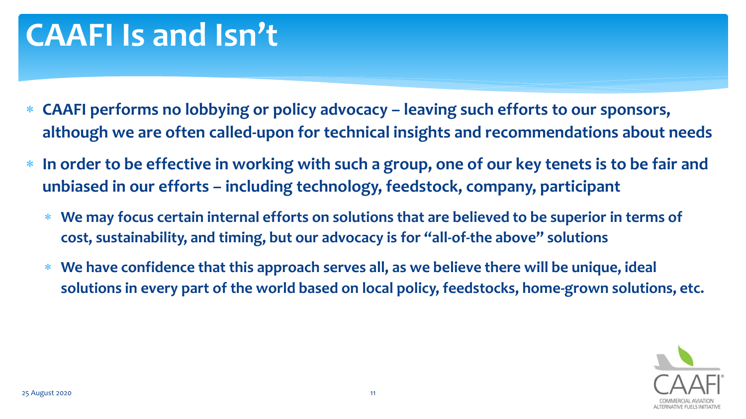# CAAFI Is and Isn't

- **CAAFI performs no lobbying or policy advocacy – leaving such efforts to our sponsors, although we are often called-upon for technical insights and recommendations about needs**
- **In order to be effective in working with such a group, one of our key tenets is to be fair and unbiased in our efforts – including technology, feedstock, company, participant**
  - **We may focus certain internal efforts on solutions that are believed to be superior in terms of cost, sustainability, and timing, but our advocacy is for "all-of-the above" solutions**
  - **We have confidence that this approach serves all, as we believe there will be unique, ideal solutions in every part of the world based on local policy, feedstocks, home-grown solutions, etc.**

25 August 2020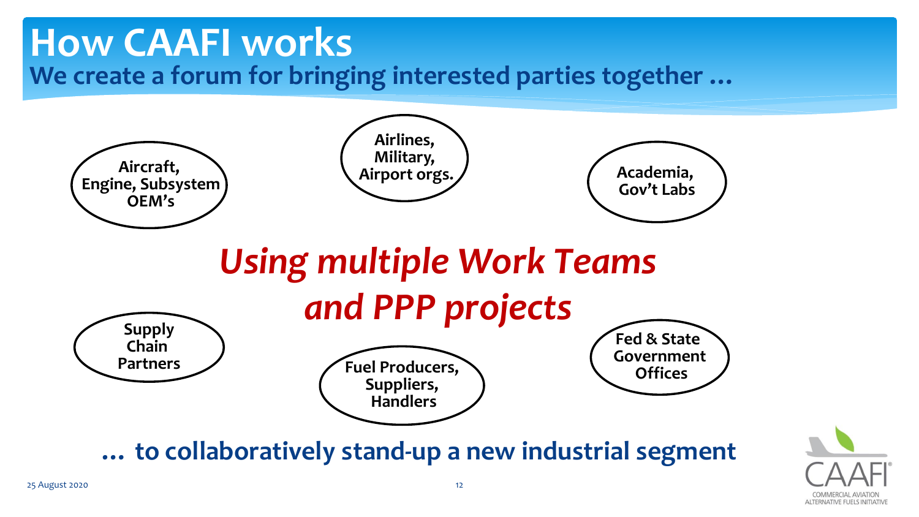# How CAAFI works

## We create a forum for bringing interested parties together …

- Aircraft, Engine, Subsystem OEM's
- Airlines, Military, Airport orgs.
- Academia, Gov't Labs
- Supply Chain Partners
- Fuel Producers, Suppliers, Handlers
- Fed & State Government Offices

***Using multiple Work Teams and PPP projects***

**… to collaboratively stand-up a new industrial segment**

25 August 2020

CAAFI COMMERCIAL AVIATION ALTERNATIVE FUELS INITIATIVE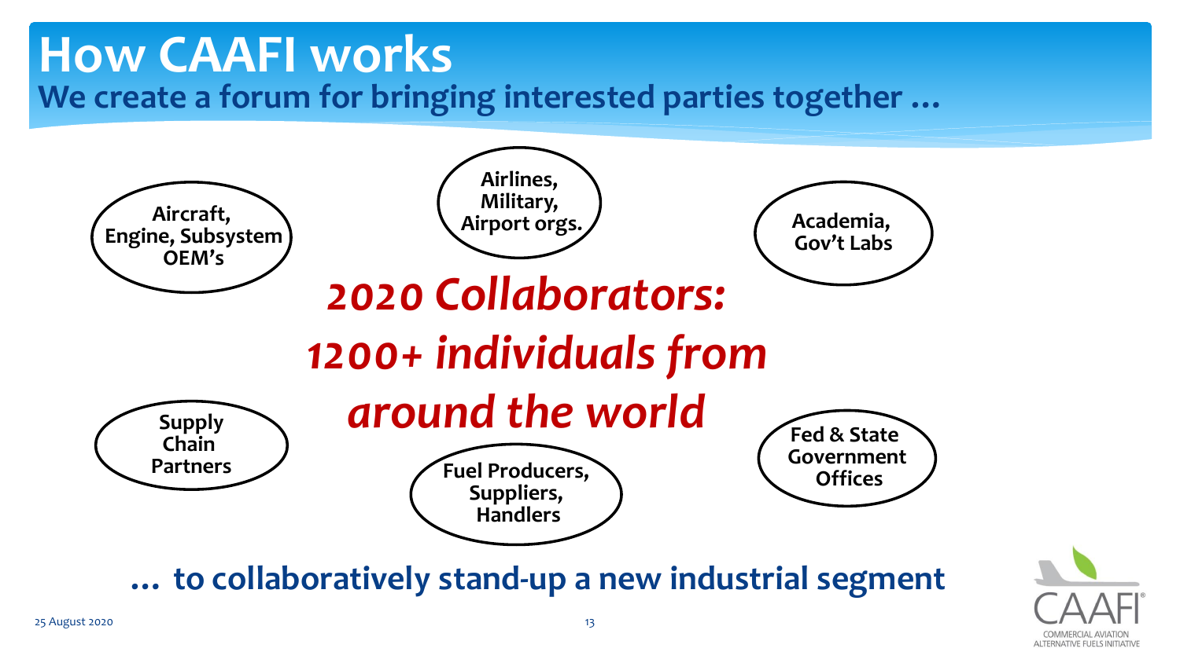# How CAAFI works

## We create a forum for bringing interested parties together …

- Aircraft, Engine, Subsystem OEM's
- Airlines, Military, Airport orgs.
- Academia, Gov't Labs
- Supply Chain Partners
- Fuel Producers, Suppliers, Handlers
- Fed & State Government Offices

***2020 Collaborators: 1200+ individuals from around the world***

**… to collaboratively stand-up a new industrial segment**

25 August 2020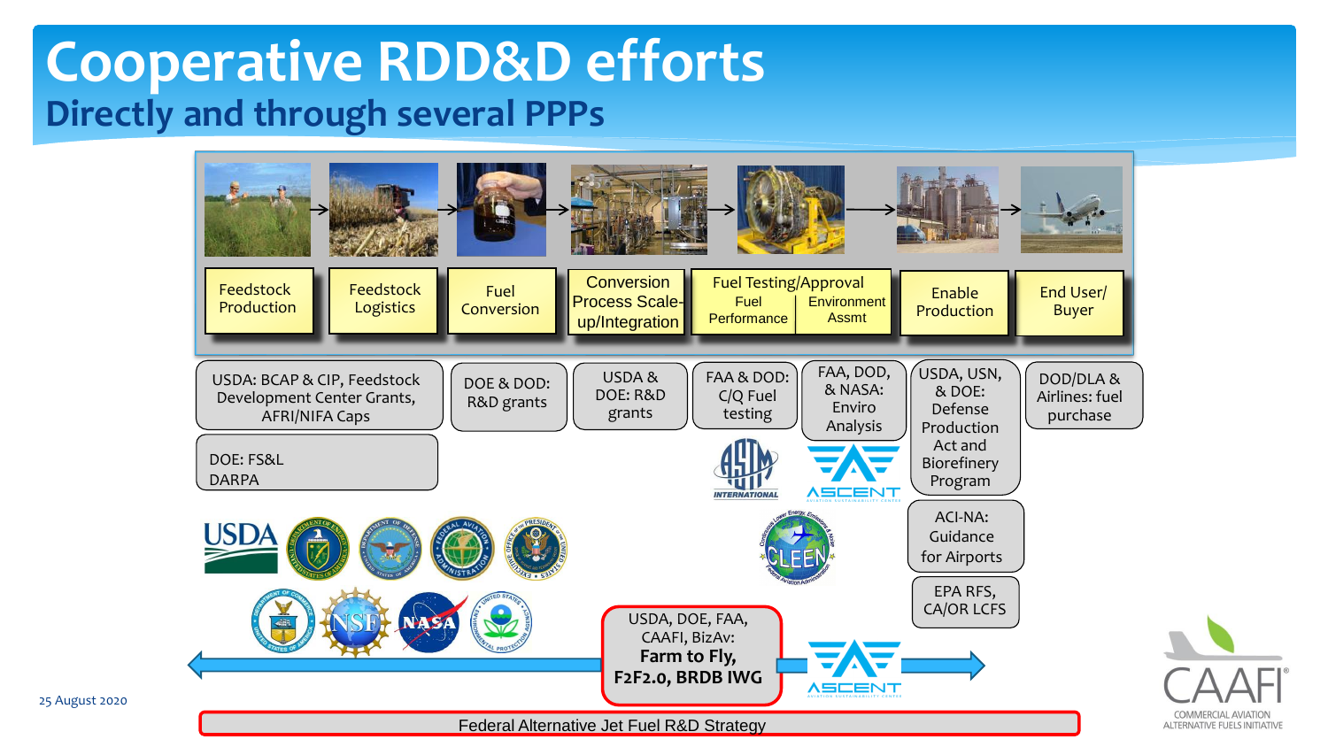# Cooperative RDD&D efforts

## Directly and through several PPPs

Feedstock Production → Feedstock Logistics → Fuel Conversion → Conversion Process Scale-up/Integration → Fuel Testing/Approval (Fuel Performance | Environment Assmt) → Enable Production → End User/ Buyer

- USDA: BCAP & CIP, Feedstock Development Center Grants, AFRI/NIFA Caps
- DOE: FS&L DARPA
- DOE & DOD: R&D grants
- USDA & DOE: R&D grants
- FAA & DOD: C/Q Fuel testing
- FAA, DOD, & NASA: Enviro Analysis
- USDA, USN, & DOE: Defense Production Act and Biorefinery Program
- DOD/DLA & Airlines: fuel purchase
- ACI-NA: Guidance for Airports
- EPA RFS, CA/OR LCFS

USDA, DOE, FAA, CAAFI, BizAv: **Farm to Fly, F2F2.0, BRDB IWG**

Federal Alternative Jet Fuel R&D Strategy

25 August 2020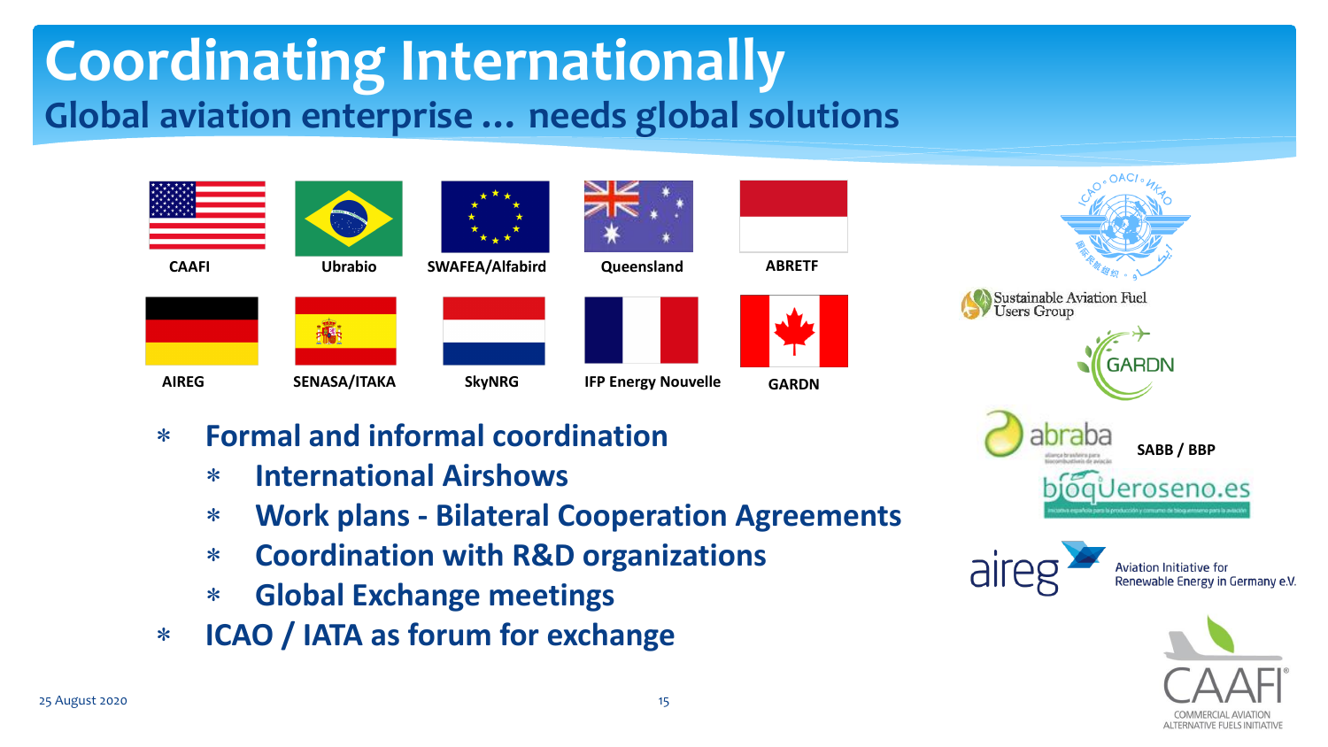# Coordinating Internationally

## Global aviation enterprise … needs global solutions

CAAFI — Ubrabio — SWAFEA/Alfabird — Queensland — ABRETF

AIREG — SENASA/ITAKA — SkyNRG — IFP Energy Nouvelle — GARDN

- Formal and informal coordination
  - International Airshows
  - Work plans - Bilateral Cooperation Agreements
  - Coordination with R&D organizations
  - Global Exchange meetings
- ICAO / IATA as forum for exchange

Sustainable Aviation Fuel Users Group

GARDN

abraba

SABB / BBP

bioqueroseno.es

aireg — Aviation Initiative for Renewable Energy in Germany e.V.

CAAFI® — COMMERCIAL AVIATION ALTERNATIVE FUELS INITIATIVE

25 August 2020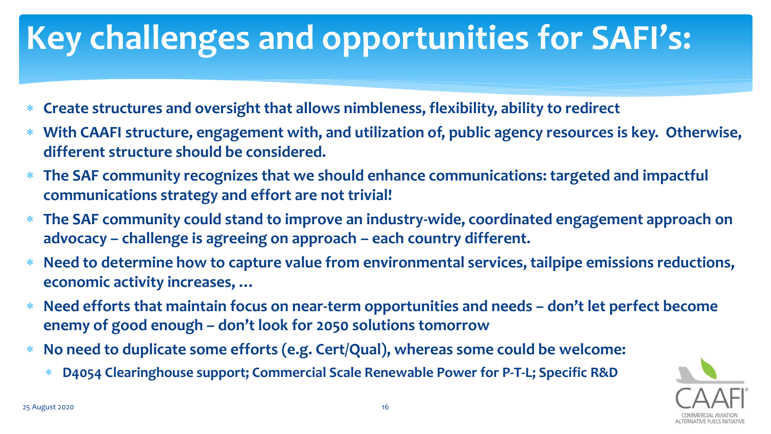# Key challenges and opportunities for SAFI's:

- **Create structures and oversight that allows nimbleness, flexibility, ability to redirect**
- **With CAAFI structure, engagement with, and utilization of, public agency resources is key. Otherwise, different structure should be considered.**
- **The SAF community recognizes that we should enhance communications: targeted and impactful communications strategy and effort are not trivial!**
- **The SAF community could stand to improve an industry-wide, coordinated engagement approach on advocacy – challenge is agreeing on approach – each country different.**
- **Need to determine how to capture value from environmental services, tailpipe emissions reductions, economic activity increases, …**
- **Need efforts that maintain focus on near-term opportunities and needs – don't let perfect become enemy of good enough – don't look for 2050 solutions tomorrow**
- **No need to duplicate some efforts (e.g. Cert/Qual), whereas some could be welcome:**
  - **D4054 Clearinghouse support; Commercial Scale Renewable Power for P-T-L; Specific R&D**

25 August 2020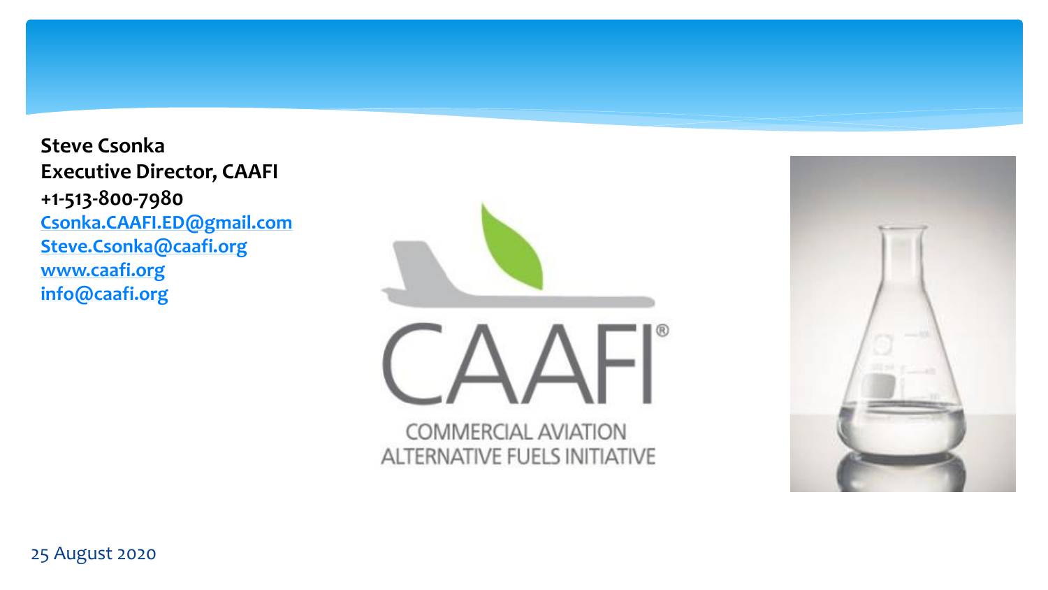**Steve Csonka**
**Executive Director, CAAFI**
**+1-513-800-7980**
**Csonka.CAAFI.ED@gmail.com**
**Steve.Csonka@caafi.org**
**www.caafi.org**
**info@caafi.org**

CAAFI®

COMMERCIAL AVIATION ALTERNATIVE FUELS INITIATIVE

25 August 2020